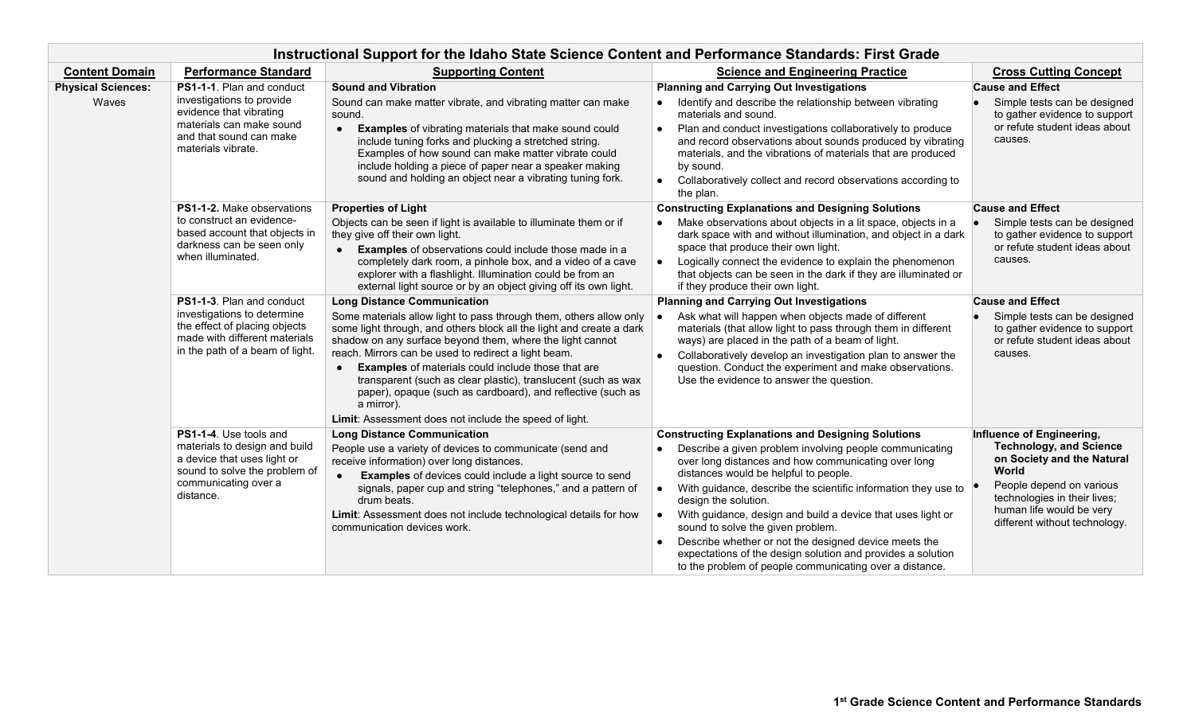# Instructional Support for the Idaho State Science Content and Performance Standards: First Grade

| Content Domain | Performance Standard | Supporting Content | Science and Engineering Practice | Cross Cutting Concept |
|---|---|---|---|---|
| **Physical Sciences:** Waves | **PS1-1-1**. Plan and conduct investigations to provide evidence that vibrating materials can make sound and that sound can make materials vibrate. | **Sound and Vibration**<br>Sound can make matter vibrate, and vibrating matter can make sound.<br>• **Examples** of vibrating materials that make sound could include tuning forks and plucking a stretched string. Examples of how sound can make matter vibrate could include holding a piece of paper near a speaker making sound and holding an object near a vibrating tuning fork. | **Planning and Carrying Out Investigations**<br>• Identify and describe the relationship between vibrating materials and sound.<br>• Plan and conduct investigations collaboratively to produce and record observations about sounds produced by vibrating materials, and the vibrations of materials that are produced by sound.<br>• Collaboratively collect and record observations according to the plan. | **Cause and Effect**<br>• Simple tests can be designed to gather evidence to support or refute student ideas about causes. |
| | **PS1-1-2.** Make observations to construct an evidence-based account that objects in darkness can be seen only when illuminated. | **Properties of Light**<br>Objects can be seen if light is available to illuminate them or if they give off their own light.<br>• **Examples** of observations could include those made in a completely dark room, a pinhole box, and a video of a cave explorer with a flashlight. Illumination could be from an external light source or by an object giving off its own light. | **Constructing Explanations and Designing Solutions**<br>• Make observations about objects in a lit space, objects in a dark space with and without illumination, and object in a dark space that produce their own light.<br>• Logically connect the evidence to explain the phenomenon that objects can be seen in the dark if they are illuminated or if they produce their own light. | **Cause and Effect**<br>• Simple tests can be designed to gather evidence to support or refute student ideas about causes. |
| | **PS1-1-3**. Plan and conduct investigations to determine the effect of placing objects made with different materials in the path of a beam of light. | **Long Distance Communication**<br>Some materials allow light to pass through them, others allow only some light through, and others block all the light and create a dark shadow on any surface beyond them, where the light cannot reach. Mirrors can be used to redirect a light beam.<br>• **Examples** of materials could include those that are transparent (such as clear plastic), translucent (such as wax paper), opaque (such as cardboard), and reflective (such as a mirror).<br>**Limit**: Assessment does not include the speed of light. | **Planning and Carrying Out Investigations**<br>• Ask what will happen when objects made of different materials (that allow light to pass through them in different ways) are placed in the path of a beam of light.<br>• Collaboratively develop an investigation plan to answer the question. Conduct the experiment and make observations. Use the evidence to answer the question. | **Cause and Effect**<br>• Simple tests can be designed to gather evidence to support or refute student ideas about causes. |
| | **PS1-1-4**. Use tools and materials to design and build a device that uses light or sound to solve the problem of communicating over a distance. | **Long Distance Communication**<br>People use a variety of devices to communicate (send and receive information) over long distances.<br>• **Examples** of devices could include a light source to send signals, paper cup and string "telephones," and a pattern of drum beats.<br>**Limit**: Assessment does not include technological details for how communication devices work. | **Constructing Explanations and Designing Solutions**<br>• Describe a given problem involving people communicating over long distances and how communicating over long distances would be helpful to people.<br>• With guidance, describe the scientific information they use to design the solution.<br>• With guidance, design and build a device that uses light or sound to solve the given problem.<br>• Describe whether or not the designed device meets the expectations of the design solution and provides a solution to the problem of people communicating over a distance. | **Influence of Engineering, Technology, and Science on Society and the Natural World**<br>• People depend on various technologies in their lives; human life would be very different without technology. |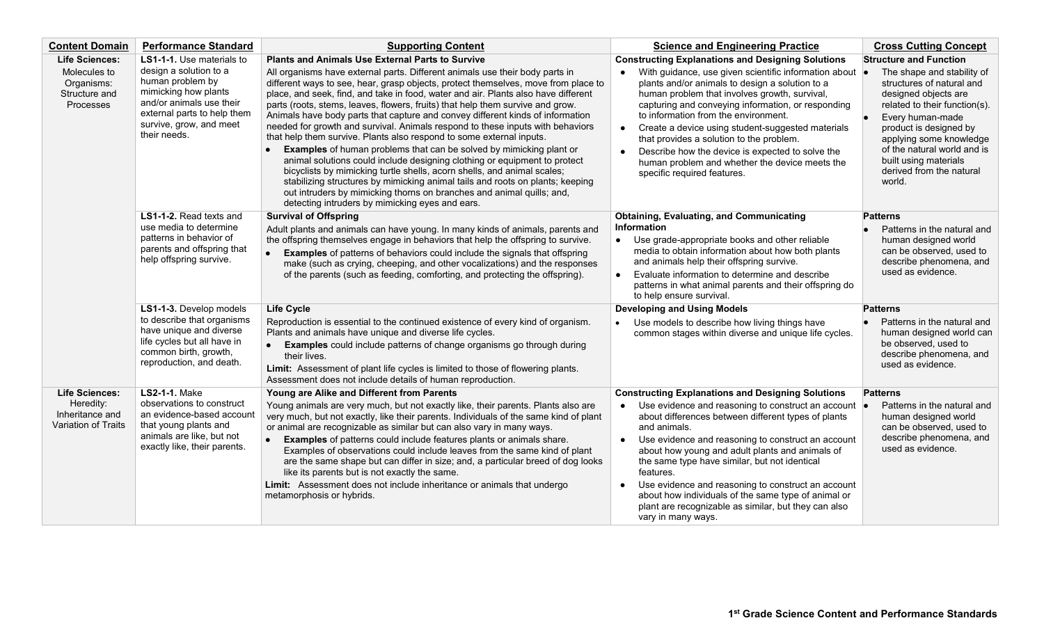| Content Domain | Performance Standard | Supporting Content | Science and Engineering Practice | Cross Cutting Concept |
|---|---|---|---|---|
| **Life Sciences:** Molecules to Organisms: Structure and Processes | **LS1-1-1.** Use materials to design a solution to a human problem by mimicking how plants and/or animals use their external parts to help them survive, grow, and meet their needs. | **Plants and Animals Use External Parts to Survive**<br>All organisms have external parts. Different animals use their body parts in different ways to see, hear, grasp objects, protect themselves, move from place to place, and seek, find, and take in food, water and air. Plants also have different parts (roots, stems, leaves, flowers, fruits) that help them survive and grow. Animals have body parts that capture and convey different kinds of information needed for growth and survival. Animals respond to these inputs with behaviors that help them survive. Plants also respond to some external inputs.<br>• **Examples** of human problems that can be solved by mimicking plant or animal solutions could include designing clothing or equipment to protect bicyclists by mimicking turtle shells, acorn shells, and animal scales; stabilizing structures by mimicking animal tails and roots on plants; keeping out intruders by mimicking thorns on branches and animal quills; and, detecting intruders by mimicking eyes and ears. | **Constructing Explanations and Designing Solutions**<br>• With guidance, use given scientific information about plants and/or animals to design a solution to a human problem that involves growth, survival, capturing and conveying information, or responding to information from the environment.<br>• Create a device using student-suggested materials that provides a solution to the problem.<br>• Describe how the device is expected to solve the human problem and whether the device meets the specific required features. | **Structure and Function**<br>• The shape and stability of structures of natural and designed objects are related to their function(s).<br>• Every human-made product is designed by applying some knowledge of the natural world and is built using materials derived from the natural world. |
| | **LS1-1-2.** Read texts and use media to determine patterns in behavior of parents and offspring that help offspring survive. | **Survival of Offspring**<br>Adult plants and animals can have young. In many kinds of animals, parents and the offspring themselves engage in behaviors that help the offspring to survive.<br>• **Examples** of patterns of behaviors could include the signals that offspring make (such as crying, cheeping, and other vocalizations) and the responses of the parents (such as feeding, comforting, and protecting the offspring). | **Obtaining, Evaluating, and Communicating Information**<br>• Use grade-appropriate books and other reliable media to obtain information about how both plants and animals help their offspring survive.<br>• Evaluate information to determine and describe patterns in what animal parents and their offspring do to help ensure survival. | **Patterns**<br>• Patterns in the natural and human designed world can be observed, used to describe phenomena, and used as evidence. |
| | **LS1-1-3.** Develop models to describe that organisms have unique and diverse life cycles but all have in common birth, growth, reproduction, and death. | **Life Cycle**<br>Reproduction is essential to the continued existence of every kind of organism. Plants and animals have unique and diverse life cycles.<br>• **Examples** could include patterns of change organisms go through during their lives.<br>**Limit:** Assessment of plant life cycles is limited to those of flowering plants. Assessment does not include details of human reproduction. | **Developing and Using Models**<br>• Use models to describe how living things have common stages within diverse and unique life cycles. | **Patterns**<br>• Patterns in the natural and human designed world can be observed, used to describe phenomena, and used as evidence. |
| **Life Sciences:** Heredity: Inheritance and Variation of Traits | **LS2-1-1.** Make observations to construct an evidence-based account that young plants and animals are like, but not exactly like, their parents. | **Young are Alike and Different from Parents**<br>Young animals are very much, but not exactly like, their parents. Plants also are very much, but not exactly, like their parents. Individuals of the same kind of plant or animal are recognizable as similar but can also vary in many ways.<br>• **Examples** of patterns could include features plants or animals share. Examples of observations could include leaves from the same kind of plant are the same shape but can differ in size; and, a particular breed of dog looks like its parents but is not exactly the same.<br>**Limit:** Assessment does not include inheritance or animals that undergo metamorphosis or hybrids. | **Constructing Explanations and Designing Solutions**<br>• Use evidence and reasoning to construct an account about differences between different types of plants and animals.<br>• Use evidence and reasoning to construct an account about how young and adult plants and animals of the same type have similar, but not identical features.<br>• Use evidence and reasoning to construct an account about how individuals of the same type of animal or plant are recognizable as similar, but they can also vary in many ways. | **Patterns**<br>• Patterns in the natural and human designed world can be observed, used to describe phenomena, and used as evidence. |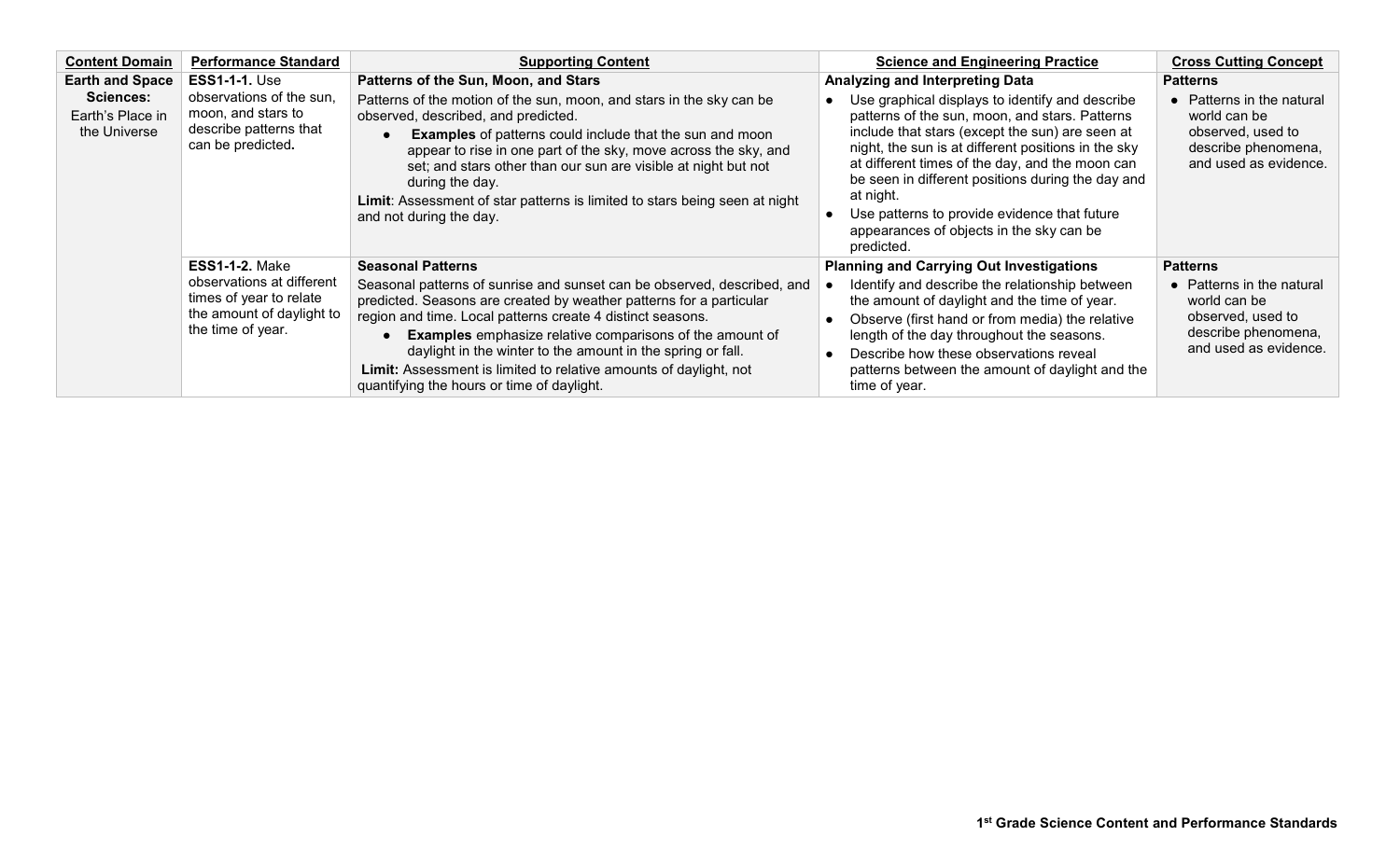| **Content Domain** | **Performance Standard** | **Supporting Content** | **Science and Engineering Practice** | **Cross Cutting Concept** |
|---|---|---|---|---|
| **Earth and Space Sciences:** Earth's Place in the Universe | **ESS1-1-1.** Use observations of the sun, moon, and stars to describe patterns that can be predicted**.** | **Patterns of the Sun, Moon, and Stars**<br>Patterns of the motion of the sun, moon, and stars in the sky can be observed, described, and predicted.<br>• **Examples** of patterns could include that the sun and moon appear to rise in one part of the sky, move across the sky, and set; and stars other than our sun are visible at night but not during the day.<br>**Limit**: Assessment of star patterns is limited to stars being seen at night and not during the day. | **Analyzing and Interpreting Data**<br>• Use graphical displays to identify and describe patterns of the sun, moon, and stars. Patterns include that stars (except the sun) are seen at night, the sun is at different positions in the sky at different times of the day, and the moon can be seen in different positions during the day and at night.<br>• Use patterns to provide evidence that future appearances of objects in the sky can be predicted. | **Patterns**<br>• Patterns in the natural world can be observed, used to describe phenomena, and used as evidence. |
| | **ESS1-1-2.** Make observations at different times of year to relate the amount of daylight to the time of year. | **Seasonal Patterns**<br>Seasonal patterns of sunrise and sunset can be observed, described, and predicted. Seasons are created by weather patterns for a particular region and time. Local patterns create 4 distinct seasons.<br>• **Examples** emphasize relative comparisons of the amount of daylight in the winter to the amount in the spring or fall.<br>**Limit:** Assessment is limited to relative amounts of daylight, not quantifying the hours or time of daylight. | **Planning and Carrying Out Investigations**<br>• Identify and describe the relationship between the amount of daylight and the time of year.<br>• Observe (first hand or from media) the relative length of the day throughout the seasons.<br>• Describe how these observations reveal patterns between the amount of daylight and the time of year. | **Patterns**<br>• Patterns in the natural world can be observed, used to describe phenomena, and used as evidence. |